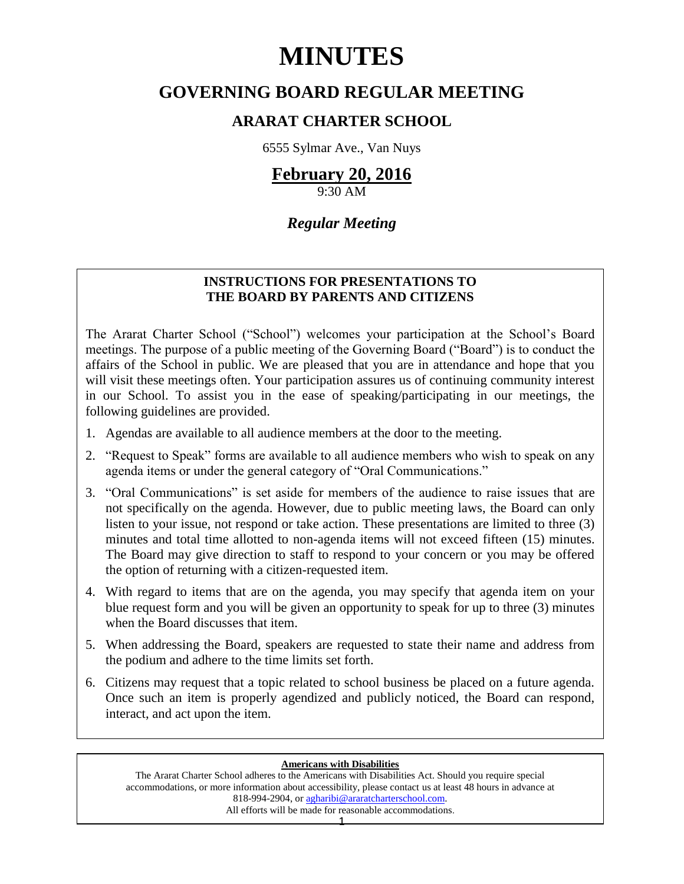# MINUTES

## GOVERNING BOARD REGULAR MEETING

### ARARAT CHARTER SCHOOL

6555 Sylmar Ave., Van Nuys

**February 20, 2016**

9:30 AM

***Regular Meeting***

**INSTRUCTIONS FOR PRESENTATIONS TO THE BOARD BY PARENTS AND CITIZENS**

The Ararat Charter School ("School") welcomes your participation at the School's Board meetings. The purpose of a public meeting of the Governing Board ("Board") is to conduct the affairs of the School in public. We are pleased that you are in attendance and hope that you will visit these meetings often. Your participation assures us of continuing community interest in our School. To assist you in the ease of speaking/participating in our meetings, the following guidelines are provided.

1. Agendas are available to all audience members at the door to the meeting.
2. "Request to Speak" forms are available to all audience members who wish to speak on any agenda items or under the general category of "Oral Communications."
3. "Oral Communications" is set aside for members of the audience to raise issues that are not specifically on the agenda. However, due to public meeting laws, the Board can only listen to your issue, not respond or take action. These presentations are limited to three (3) minutes and total time allotted to non-agenda items will not exceed fifteen (15) minutes. The Board may give direction to staff to respond to your concern or you may be offered the option of returning with a citizen-requested item.
4. With regard to items that are on the agenda, you may specify that agenda item on your blue request form and you will be given an opportunity to speak for up to three (3) minutes when the Board discusses that item.
5. When addressing the Board, speakers are requested to state their name and address from the podium and adhere to the time limits set forth.
6. Citizens may request that a topic related to school business be placed on a future agenda. Once such an item is properly agendized and publicly noticed, the Board can respond, interact, and act upon the item.

**Americans with Disabilities**

The Ararat Charter School adheres to the Americans with Disabilities Act. Should you require special accommodations, or more information about accessibility, please contact us at least 48 hours in advance at 818-994-2904, or agharibi@araratcharterschool.com.
All efforts will be made for reasonable accommodations.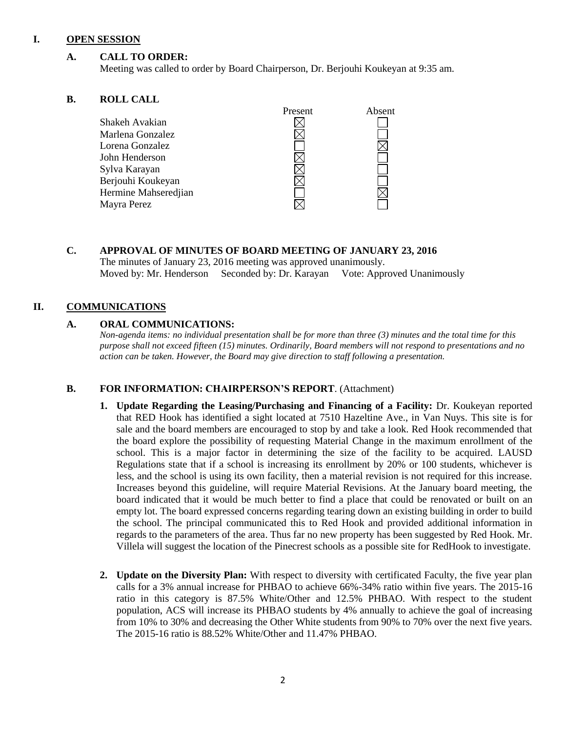# I. OPEN SESSION

## A. CALL TO ORDER:

Meeting was called to order by Board Chairperson, Dr. Berjouhi Koukeyan at 9:35 am.

## B. ROLL CALL

| | Present | Absent |
|---|---|---|
| Shakeh Avakian | ☒ | ☐ |
| Marlena Gonzalez | ☒ | ☐ |
| Lorena Gonzalez | ☐ | ☒ |
| John Henderson | ☒ | ☐ |
| Sylva Karayan | ☒ | ☐ |
| Berjouhi Koukeyan | ☒ | ☐ |
| Hermine Mahseredjian | ☐ | ☒ |
| Mayra Perez | ☒ | ☐ |

## C. APPROVAL OF MINUTES OF BOARD MEETING OF JANUARY 23, 2016

The minutes of January 23, 2016 meeting was approved unanimously.

Moved by: Mr. Henderson Seconded by: Dr. Karayan Vote: Approved Unanimously

# II. COMMUNICATIONS

## A. ORAL COMMUNICATIONS:

*Non-agenda items: no individual presentation shall be for more than three (3) minutes and the total time for this purpose shall not exceed fifteen (15) minutes. Ordinarily, Board members will not respond to presentations and no action can be taken. However, the Board may give direction to staff following a presentation.*

## B. FOR INFORMATION: CHAIRPERSON'S REPORT. (Attachment)

1. **Update Regarding the Leasing/Purchasing and Financing of a Facility:** Dr. Koukeyan reported that RED Hook has identified a sight located at 7510 Hazeltine Ave., in Van Nuys. This site is for sale and the board members are encouraged to stop by and take a look. Red Hook recommended that the board explore the possibility of requesting Material Change in the maximum enrollment of the school. This is a major factor in determining the size of the facility to be acquired. LAUSD Regulations state that if a school is increasing its enrollment by 20% or 100 students, whichever is less, and the school is using its own facility, then a material revision is not required for this increase. Increases beyond this guideline, will require Material Revisions. At the January board meeting, the board indicated that it would be much better to find a place that could be renovated or built on an empty lot. The board expressed concerns regarding tearing down an existing building in order to build the school. The principal communicated this to Red Hook and provided additional information in regards to the parameters of the area. Thus far no new property has been suggested by Red Hook. Mr. Villela will suggest the location of the Pinecrest schools as a possible site for RedHook to investigate.

2. **Update on the Diversity Plan:** With respect to diversity with certificated Faculty, the five year plan calls for a 3% annual increase for PHBAO to achieve 66%-34% ratio within five years. The 2015-16 ratio in this category is 87.5% White/Other and 12.5% PHBAO. With respect to the student population, ACS will increase its PHBAO students by 4% annually to achieve the goal of increasing from 10% to 30% and decreasing the Other White students from 90% to 70% over the next five years. The 2015-16 ratio is 88.52% White/Other and 11.47% PHBAO.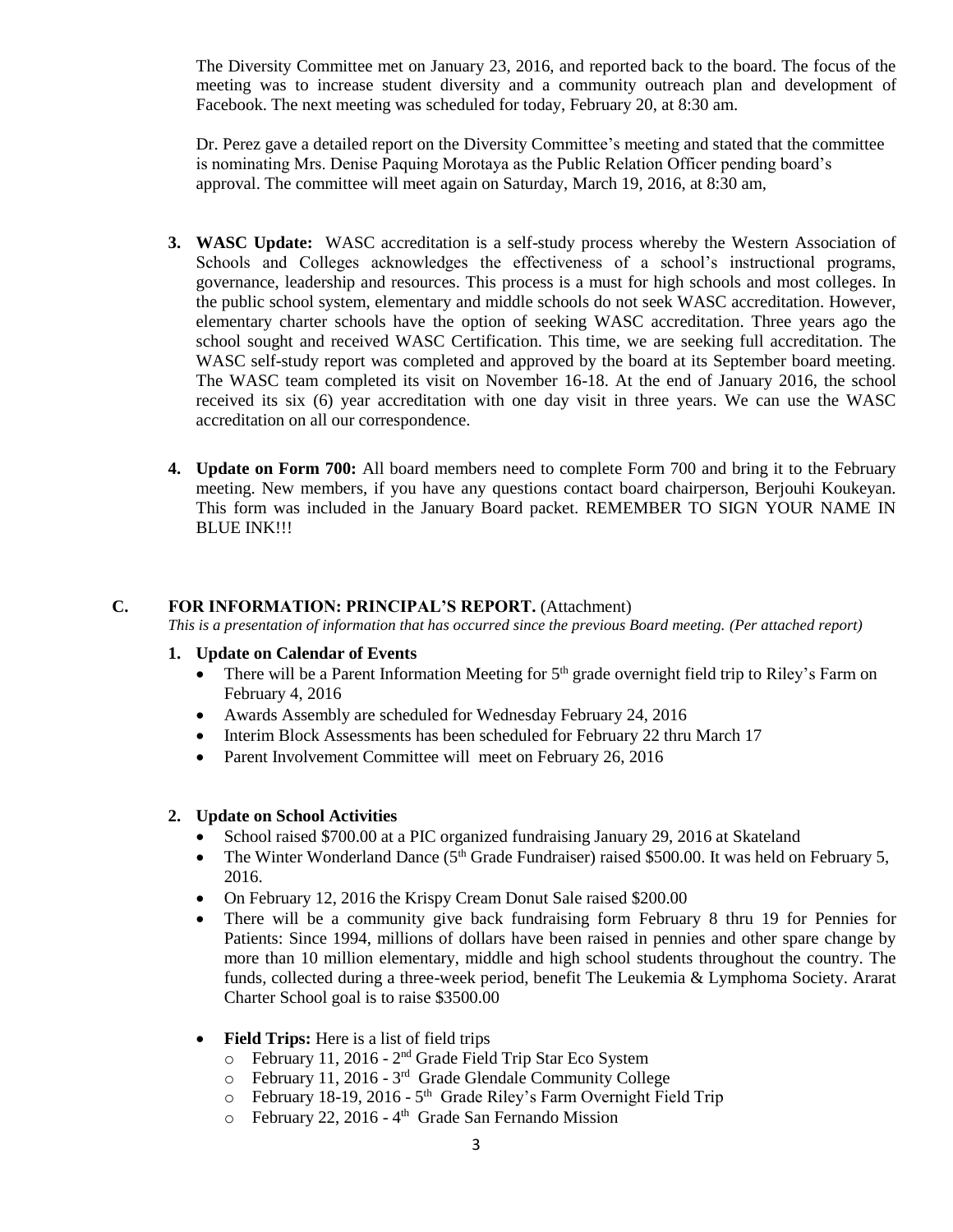The Diversity Committee met on January 23, 2016, and reported back to the board. The focus of the meeting was to increase student diversity and a community outreach plan and development of Facebook. The next meeting was scheduled for today, February 20, at 8:30 am.

Dr. Perez gave a detailed report on the Diversity Committee's meeting and stated that the committee is nominating Mrs. Denise Paquing Morotaya as the Public Relation Officer pending board's approval. The committee will meet again on Saturday, March 19, 2016, at 8:30 am,

3. **WASC Update:** WASC accreditation is a self-study process whereby the Western Association of Schools and Colleges acknowledges the effectiveness of a school's instructional programs, governance, leadership and resources. This process is a must for high schools and most colleges. In the public school system, elementary and middle schools do not seek WASC accreditation. However, elementary charter schools have the option of seeking WASC accreditation. Three years ago the school sought and received WASC Certification. This time, we are seeking full accreditation. The WASC self-study report was completed and approved by the board at its September board meeting. The WASC team completed its visit on November 16-18. At the end of January 2016, the school received its six (6) year accreditation with one day visit in three years. We can use the WASC accreditation on all our correspondence.

4. **Update on Form 700:** All board members need to complete Form 700 and bring it to the February meeting. New members, if you have any questions contact board chairperson, Berjouhi Koukeyan. This form was included in the January Board packet. REMEMBER TO SIGN YOUR NAME IN BLUE INK!!!

## C. FOR INFORMATION: PRINCIPAL'S REPORT. (Attachment)

*This is a presentation of information that has occurred since the previous Board meeting. (Per attached report)*

1. **Update on Calendar of Events**
   - There will be a Parent Information Meeting for 5th grade overnight field trip to Riley's Farm on February 4, 2016
   - Awards Assembly are scheduled for Wednesday February 24, 2016
   - Interim Block Assessments has been scheduled for February 22 thru March 17
   - Parent Involvement Committee will meet on February 26, 2016

2. **Update on School Activities**
   - School raised $700.00 at a PIC organized fundraising January 29, 2016 at Skateland
   - The Winter Wonderland Dance (5th Grade Fundraiser) raised $500.00. It was held on February 5, 2016.
   - On February 12, 2016 the Krispy Cream Donut Sale raised $200.00
   - There will be a community give back fundraising form February 8 thru 19 for Pennies for Patients: Since 1994, millions of dollars have been raised in pennies and other spare change by more than 10 million elementary, middle and high school students throughout the country. The funds, collected during a three-week period, benefit The Leukemia & Lymphoma Society. Ararat Charter School goal is to raise $3500.00
   - **Field Trips:** Here is a list of field trips
     - February 11, 2016 - 2nd Grade Field Trip Star Eco System
     - February 11, 2016 - 3rd Grade Glendale Community College
     - February 18-19, 2016 - 5th Grade Riley's Farm Overnight Field Trip
     - February 22, 2016 - 4th Grade San Fernando Mission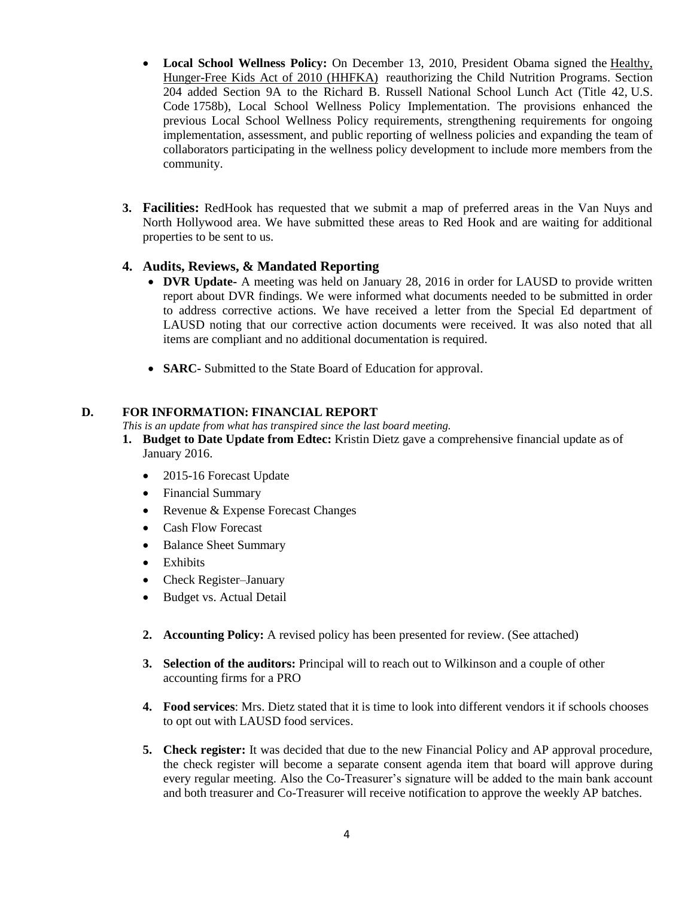- **Local School Wellness Policy:** On December 13, 2010, President Obama signed the Healthy, Hunger-Free Kids Act of 2010 (HHFKA) reauthorizing the Child Nutrition Programs. Section 204 added Section 9A to the Richard B. Russell National School Lunch Act (Title 42, U.S. Code 1758b), Local School Wellness Policy Implementation. The provisions enhanced the previous Local School Wellness Policy requirements, strengthening requirements for ongoing implementation, assessment, and public reporting of wellness policies and expanding the team of collaborators participating in the wellness policy development to include more members from the community.

3. **Facilities:** RedHook has requested that we submit a map of preferred areas in the Van Nuys and North Hollywood area. We have submitted these areas to Red Hook and are waiting for additional properties to be sent to us.

4. **Audits, Reviews, & Mandated Reporting**
   - **DVR Update-** A meeting was held on January 28, 2016 in order for LAUSD to provide written report about DVR findings. We were informed what documents needed to be submitted in order to address corrective actions. We have received a letter from the Special Ed department of LAUSD noting that our corrective action documents were received. It was also noted that all items are compliant and no additional documentation is required.
   - **SARC-** Submitted to the State Board of Education for approval.

## D. FOR INFORMATION: FINANCIAL REPORT

*This is an update from what has transpired since the last board meeting.*

1. **Budget to Date Update from Edtec:** Kristin Dietz gave a comprehensive financial update as of January 2016.
   - 2015-16 Forecast Update
   - Financial Summary
   - Revenue & Expense Forecast Changes
   - Cash Flow Forecast
   - Balance Sheet Summary
   - Exhibits
   - Check Register–January
   - Budget vs. Actual Detail

2. **Accounting Policy:** A revised policy has been presented for review. (See attached)

3. **Selection of the auditors:** Principal will to reach out to Wilkinson and a couple of other accounting firms for a PRO

4. **Food services**: Mrs. Dietz stated that it is time to look into different vendors it if schools chooses to opt out with LAUSD food services.

5. **Check register:** It was decided that due to the new Financial Policy and AP approval procedure, the check register will become a separate consent agenda item that board will approve during every regular meeting. Also the Co-Treasurer's signature will be added to the main bank account and both treasurer and Co-Treasurer will receive notification to approve the weekly AP batches.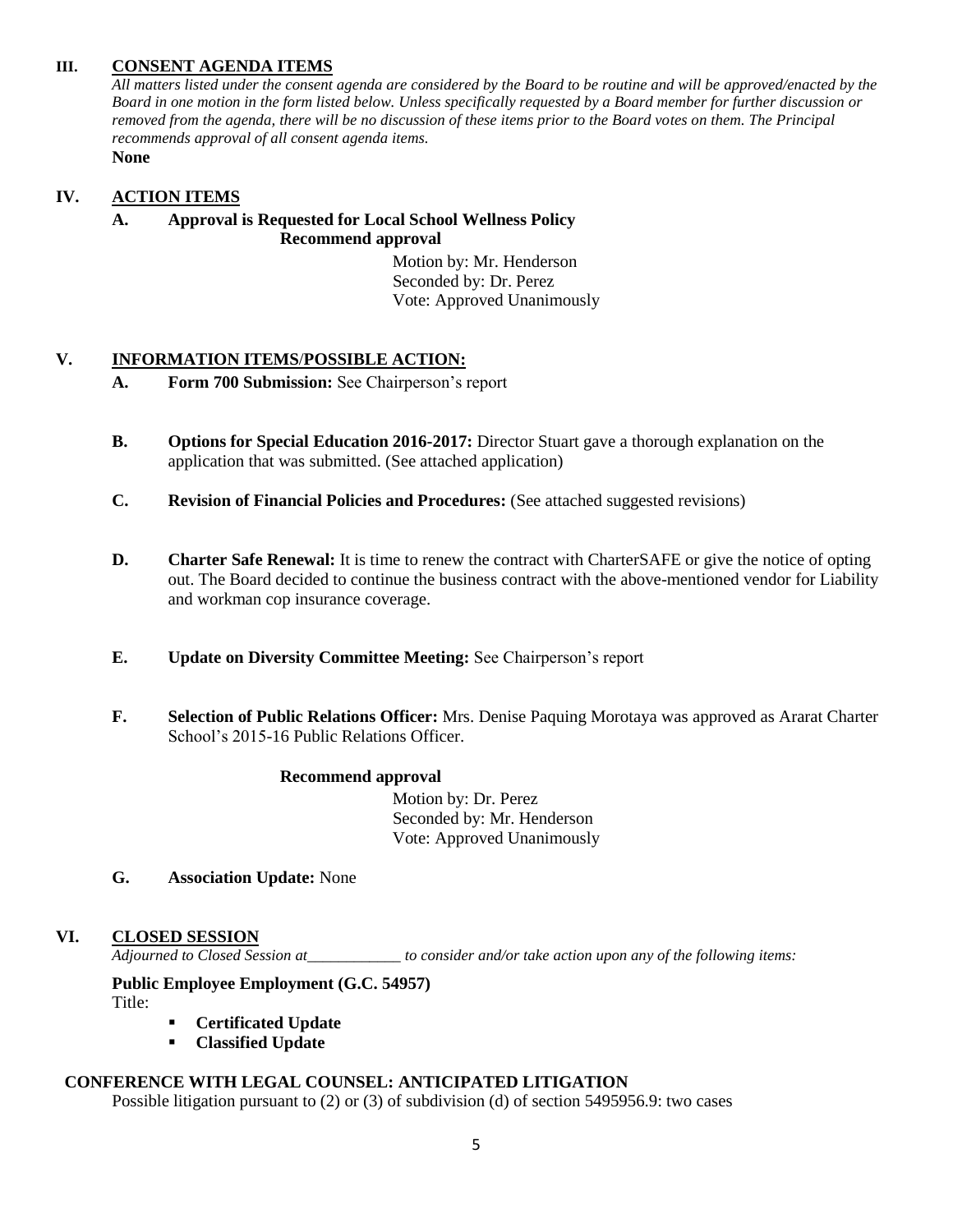## III. CONSENT AGENDA ITEMS

*All matters listed under the consent agenda are considered by the Board to be routine and will be approved/enacted by the Board in one motion in the form listed below. Unless specifically requested by a Board member for further discussion or removed from the agenda, there will be no discussion of these items prior to the Board votes on them. The Principal recommends approval of all consent agenda items.*

**None**

## IV. ACTION ITEMS

**A. Approval is Requested for Local School Wellness Policy**

**Recommend approval**

Motion by: Mr. Henderson
Seconded by: Dr. Perez
Vote: Approved Unanimously

## V. INFORMATION ITEMS/POSSIBLE ACTION:

**A. Form 700 Submission:** See Chairperson's report

**B. Options for Special Education 2016-2017:** Director Stuart gave a thorough explanation on the application that was submitted. (See attached application)

**C. Revision of Financial Policies and Procedures:** (See attached suggested revisions)

**D. Charter Safe Renewal:** It is time to renew the contract with CharterSAFE or give the notice of opting out. The Board decided to continue the business contract with the above-mentioned vendor for Liability and workman cop insurance coverage.

**E. Update on Diversity Committee Meeting:** See Chairperson's report

**F. Selection of Public Relations Officer:** Mrs. Denise Paquing Morotaya was approved as Ararat Charter School's 2015-16 Public Relations Officer.

**Recommend approval**

Motion by: Dr. Perez
Seconded by: Mr. Henderson
Vote: Approved Unanimously

**G. Association Update:** None

## VI. CLOSED SESSION

*Adjourned to Closed Session at\_\_\_\_\_\_\_\_\_\_\_\_ to consider and/or take action upon any of the following items:*

**Public Employee Employment (G.C. 54957)**

Title:

- **Certificated Update**
- **Classified Update**

**CONFERENCE WITH LEGAL COUNSEL: ANTICIPATED LITIGATION**

Possible litigation pursuant to (2) or (3) of subdivision (d) of section 5495956.9: two cases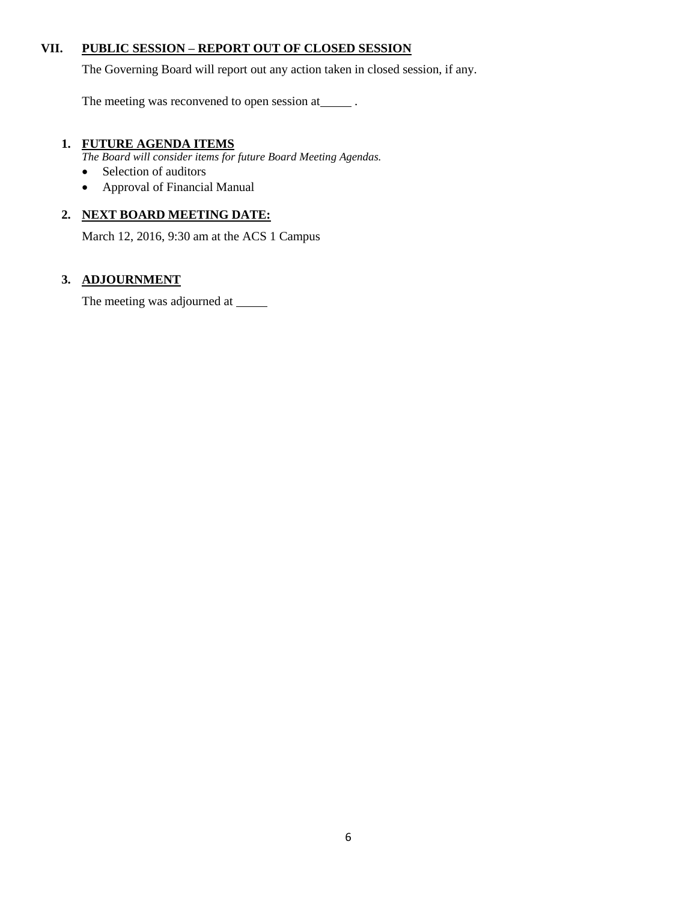## VII. PUBLIC SESSION – REPORT OUT OF CLOSED SESSION

The Governing Board will report out any action taken in closed session, if any.

The meeting was reconvened to open session at_____ .

### 1. FUTURE AGENDA ITEMS

*The Board will consider items for future Board Meeting Agendas.*

- Selection of auditors
- Approval of Financial Manual

### 2. NEXT BOARD MEETING DATE:

March 12, 2016, 9:30 am at the ACS 1 Campus

### 3. ADJOURNMENT

The meeting was adjourned at _____